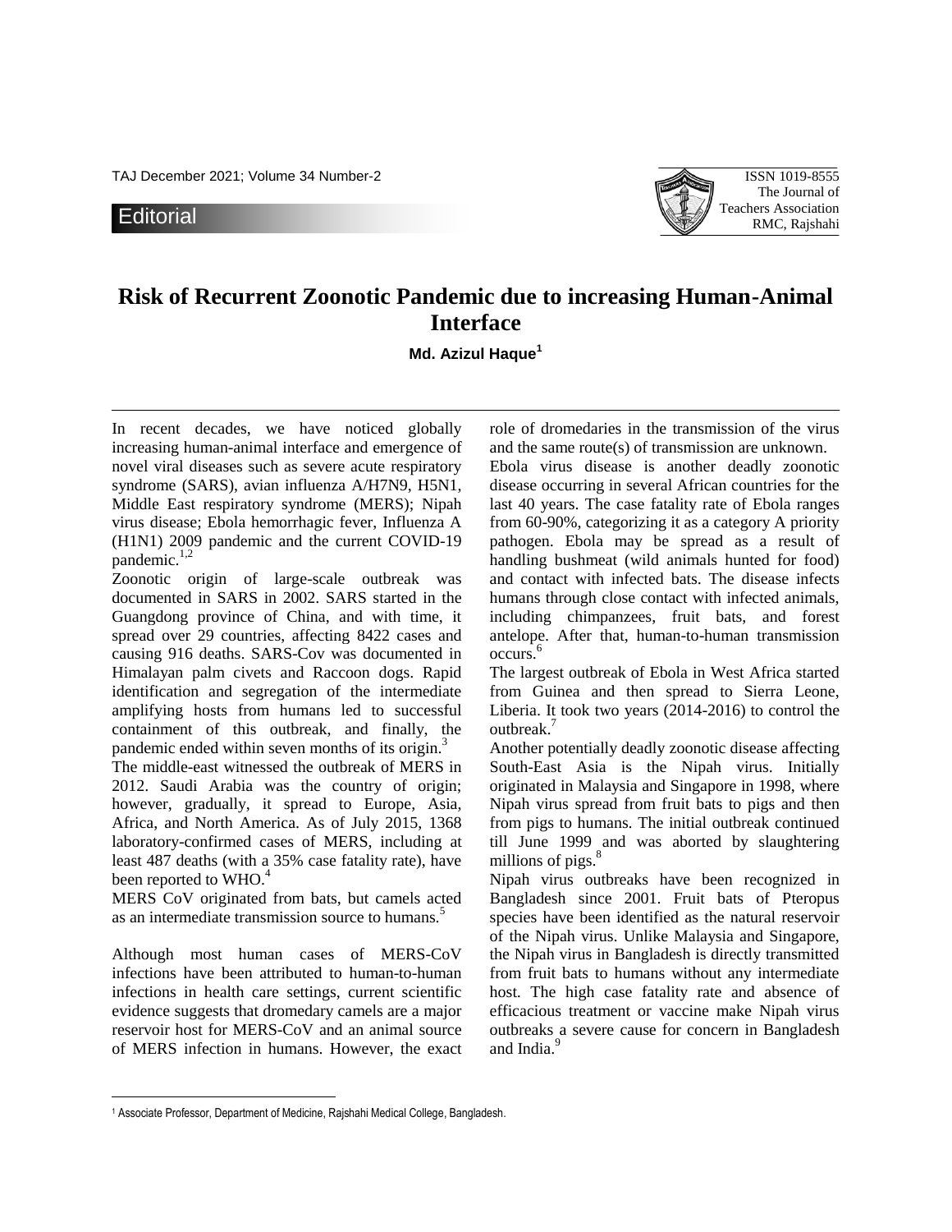Editorial

# Risk of Recurrent Zoonotic Pandemic due to increasing Human-Animal Interface

**Md. Azizul Haque[1]**

In recent decades, we have noticed globally increasing human-animal interface and emergence of novel viral diseases such as severe acute respiratory syndrome (SARS), avian influenza A/H7N9, H5N1, Middle East respiratory syndrome (MERS); Nipah virus disease; Ebola hemorrhagic fever, Influenza A (H1N1) 2009 pandemic and the current COVID-19 pandemic.[1,2]

Zoonotic origin of large-scale outbreak was documented in SARS in 2002. SARS started in the Guangdong province of China, and with time, it spread over 29 countries, affecting 8422 cases and causing 916 deaths. SARS-Cov was documented in Himalayan palm civets and Raccoon dogs. Rapid identification and segregation of the intermediate amplifying hosts from humans led to successful containment of this outbreak, and finally, the pandemic ended within seven months of its origin.[3]

The middle-east witnessed the outbreak of MERS in 2012. Saudi Arabia was the country of origin; however, gradually, it spread to Europe, Asia, Africa, and North America. As of July 2015, 1368 laboratory-confirmed cases of MERS, including at least 487 deaths (with a 35% case fatality rate), have been reported to WHO.[4]

MERS CoV originated from bats, but camels acted as an intermediate transmission source to humans.[5]

Although most human cases of MERS-CoV infections have been attributed to human-to-human infections in health care settings, current scientific evidence suggests that dromedary camels are a major reservoir host for MERS-CoV and an animal source of MERS infection in humans. However, the exact role of dromedaries in the transmission of the virus and the same route(s) of transmission are unknown.

Ebola virus disease is another deadly zoonotic disease occurring in several African countries for the last 40 years. The case fatality rate of Ebola ranges from 60-90%, categorizing it as a category A priority pathogen. Ebola may be spread as a result of handling bushmeat (wild animals hunted for food) and contact with infected bats. The disease infects humans through close contact with infected animals, including chimpanzees, fruit bats, and forest antelope. After that, human-to-human transmission occurs.[6]

The largest outbreak of Ebola in West Africa started from Guinea and then spread to Sierra Leone, Liberia. It took two years (2014-2016) to control the outbreak.[7]

Another potentially deadly zoonotic disease affecting South-East Asia is the Nipah virus. Initially originated in Malaysia and Singapore in 1998, where Nipah virus spread from fruit bats to pigs and then from pigs to humans. The initial outbreak continued till June 1999 and was aborted by slaughtering millions of pigs.[8]

Nipah virus outbreaks have been recognized in Bangladesh since 2001. Fruit bats of Pteropus species have been identified as the natural reservoir of the Nipah virus. Unlike Malaysia and Singapore, the Nipah virus in Bangladesh is directly transmitted from fruit bats to humans without any intermediate host. The high case fatality rate and absence of efficacious treatment or vaccine make Nipah virus outbreaks a severe cause for concern in Bangladesh and India.[9]

---

[1] Associate Professor, Department of Medicine, Rajshahi Medical College, Bangladesh.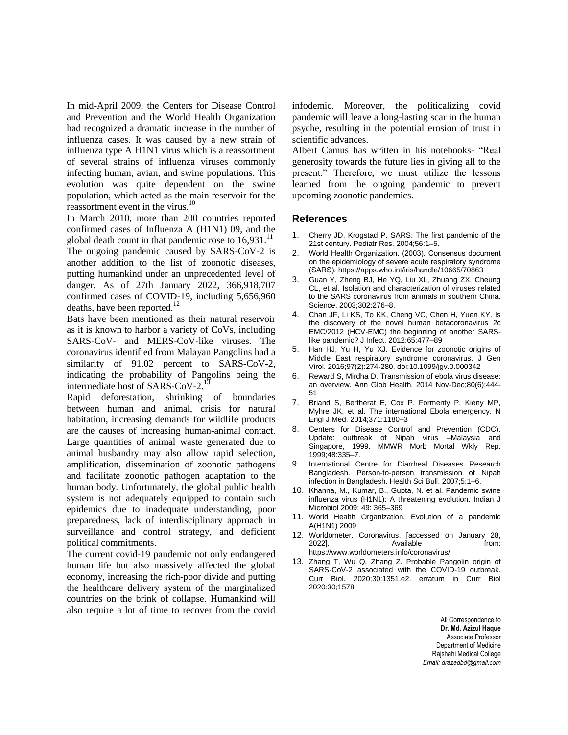In mid-April 2009, the Centers for Disease Control and Prevention and the World Health Organization had recognized a dramatic increase in the number of influenza cases. It was caused by a new strain of influenza type A H1N1 virus which is a reassortment of several strains of influenza viruses commonly infecting human, avian, and swine populations. This evolution was quite dependent on the swine population, which acted as the main reservoir for the reassortment event in the virus.[10]

In March 2010, more than 200 countries reported confirmed cases of Influenza A (H1N1) 09, and the global death count in that pandemic rose to 16,931.[11]

The ongoing pandemic caused by SARS-CoV-2 is another addition to the list of zoonotic diseases, putting humankind under an unprecedented level of danger. As of 27th January 2022, 366,918,707 confirmed cases of COVID-19, including 5,656,960 deaths, have been reported.[12]

Bats have been mentioned as their natural reservoir as it is known to harbor a variety of CoVs, including SARS-CoV- and MERS-CoV-like viruses. The coronavirus identified from Malayan Pangolins had a similarity of 91.02 percent to SARS-CoV-2, indicating the probability of Pangolins being the intermediate host of SARS-CoV-2.[13]

Rapid deforestation, shrinking of boundaries between human and animal, crisis for natural habitation, increasing demands for wildlife products are the causes of increasing human-animal contact. Large quantities of animal waste generated due to animal husbandry may also allow rapid selection, amplification, dissemination of zoonotic pathogens and facilitate zoonotic pathogen adaptation to the human body. Unfortunately, the global public health system is not adequately equipped to contain such epidemics due to inadequate understanding, poor preparedness, lack of interdisciplinary approach in surveillance and control strategy, and deficient political commitments.

The current covid-19 pandemic not only endangered human life but also massively affected the global economy, increasing the rich-poor divide and putting the healthcare delivery system of the marginalized countries on the brink of collapse. Humankind will also require a lot of time to recover from the covid infodemic. Moreover, the politicalizing covid pandemic will leave a long-lasting scar in the human psyche, resulting in the potential erosion of trust in scientific advances.

Albert Camus has written in his notebooks- "Real generosity towards the future lies in giving all to the present." Therefore, we must utilize the lessons learned from the ongoing pandemic to prevent upcoming zoonotic pandemics.

## References

1. Cherry JD, Krogstad P. SARS: The first pandemic of the 21st century. Pediatr Res. 2004;56:1–5.
2. World Health Organization. (2003). Consensus document on the epidemiology of severe acute respiratory syndrome (SARS). https://apps.who.int/iris/handle/10665/70863
3. Guan Y, Zheng BJ, He YQ, Liu XL, Zhuang ZX, Cheung CL, et al. Isolation and characterization of viruses related to the SARS coronavirus from animals in southern China. Science. 2003;302:276–8.
4. Chan JF, Li KS, To KK, Cheng VC, Chen H, Yuen KY. Is the discovery of the novel human betacoronavirus 2c EMC/2012 (HCV-EMC) the beginning of another SARS-like pandemic? J Infect. 2012;65:477–89
5. Han HJ, Yu H, Yu XJ. Evidence for zoonotic origins of Middle East respiratory syndrome coronavirus. J Gen Virol. 2016;97(2):274-280. doi:10.1099/jgv.0.000342
6. Reward S, Mirdha D. Transmission of ebola virus disease: an overview. Ann Glob Health. 2014 Nov-Dec;80(6):444-51
7. Briand S, Bertherat E, Cox P, Formenty P, Kieny MP, Myhre JK, et al. The international Ebola emergency. N Engl J Med. 2014;371:1180–3
8. Centers for Disease Control and Prevention (CDC). Update: outbreak of Nipah virus –Malaysia and Singapore, 1999. MMWR Morb Mortal Wkly Rep. 1999;48:335–7.
9. International Centre for Diarrheal Diseases Research Bangladesh. Person-to-person transmission of Nipah infection in Bangladesh. Health Sci Bull. 2007;5:1–6.
10. Khanna, M., Kumar, B., Gupta, N. et al. Pandemic swine influenza virus (H1N1): A threatening evolution. Indian J Microbiol 2009; 49: 365–369
11. World Health Organization. Evolution of a pandemic A(H1N1) 2009
12. Worldometer. Coronavirus. [accessed on January 28, 2022]. Available from: https://www.worldometers.info/coronavirus/
13. Zhang T, Wu Q, Zhang Z. Probable Pangolin origin of SARS-CoV-2 associated with the COVID-19 outbreak. Curr Biol. 2020;30;1351.e2. erratum in Curr Biol 2020:30;1578.

All Correspondence to
**Dr. Md. Azizul Haque**
Associate Professor
Department of Medicine
Rajshahi Medical College
*Email: drazadbd@gmail.com*